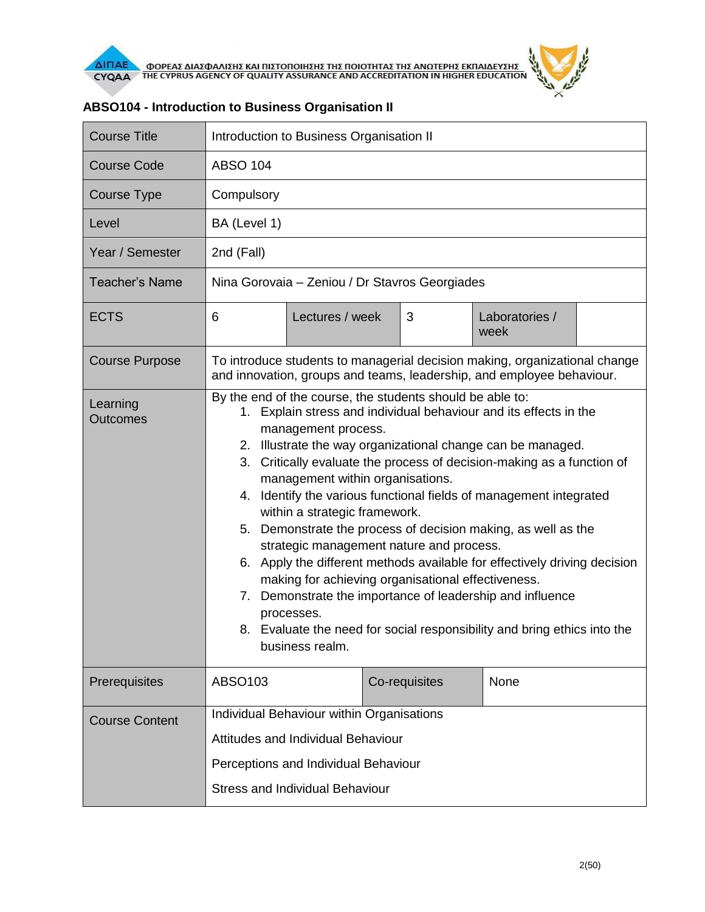## ABSO104 - Introduction to Business Organisation II

| Course Title | Introduction to Business Organisation II | | | | |
|---|---|---|---|---|---|
| Course Code | ABSO 104 | | | | |
| Course Type | Compulsory | | | | |
| Level | BA (Level 1) | | | | |
| Year / Semester | 2nd (Fall) | | | | |
| Teacher's Name | Nina Gorovaia – Zeniou / Dr Stavros Georgiades | | | | |
| ECTS | 6 | Lectures / week | 3 | Laboratories / week | |
| Course Purpose | To introduce students to managerial decision making, organizational change and innovation, groups and teams, leadership, and employee behaviour. | | | | |
| Learning Outcomes | By the end of the course, the students should be able to:<br>1. Explain stress and individual behaviour and its effects in the management process.<br>2. Illustrate the way organizational change can be managed.<br>3. Critically evaluate the process of decision-making as a function of management within organisations.<br>4. Identify the various functional fields of management integrated within a strategic framework.<br>5. Demonstrate the process of decision making, as well as the strategic management nature and process.<br>6. Apply the different methods available for effectively driving decision making for achieving organisational effectiveness.<br>7. Demonstrate the importance of leadership and influence processes.<br>8. Evaluate the need for social responsibility and bring ethics into the business realm. | | | | |
| Prerequisites | ABSO103 | Co-requisites | None | | |
| Course Content | Individual Behaviour within Organisations<br>Attitudes and Individual Behaviour<br>Perceptions and Individual Behaviour<br>Stress and Individual Behaviour | | | | |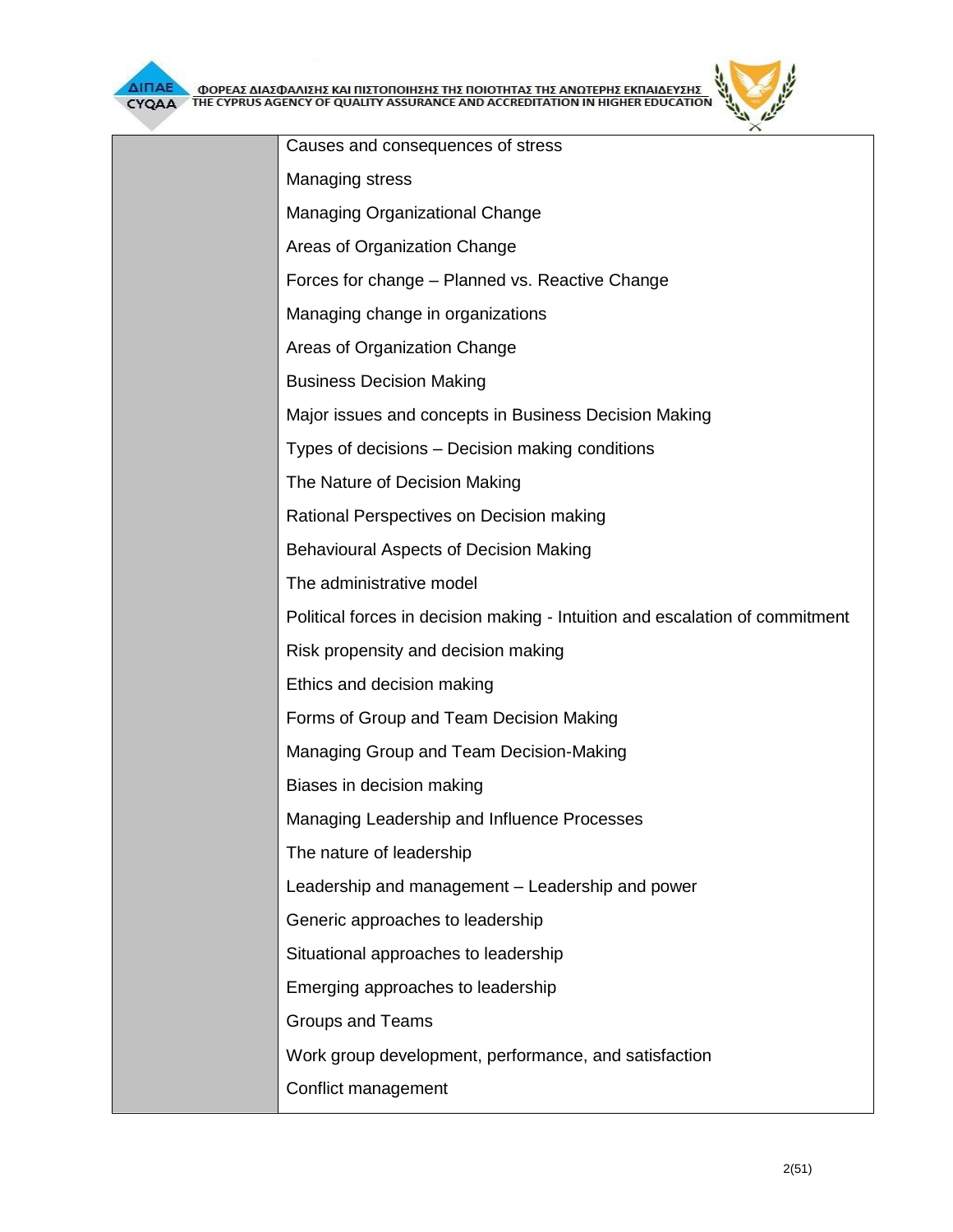| | |
|---|---|
| | Causes and consequences of stress<br>Managing stress<br>Managing Organizational Change<br>Areas of Organization Change<br>Forces for change – Planned vs. Reactive Change<br>Managing change in organizations<br>Areas of Organization Change<br>Business Decision Making<br>Major issues and concepts in Business Decision Making<br>Types of decisions – Decision making conditions<br>The Nature of Decision Making<br>Rational Perspectives on Decision making<br>Behavioural Aspects of Decision Making<br>The administrative model<br>Political forces in decision making - Intuition and escalation of commitment<br>Risk propensity and decision making<br>Ethics and decision making<br>Forms of Group and Team Decision Making<br>Managing Group and Team Decision-Making<br>Biases in decision making<br>Managing Leadership and Influence Processes<br>The nature of leadership<br>Leadership and management – Leadership and power<br>Generic approaches to leadership<br>Situational approaches to leadership<br>Emerging approaches to leadership<br>Groups and Teams<br>Work group development, performance, and satisfaction<br>Conflict management |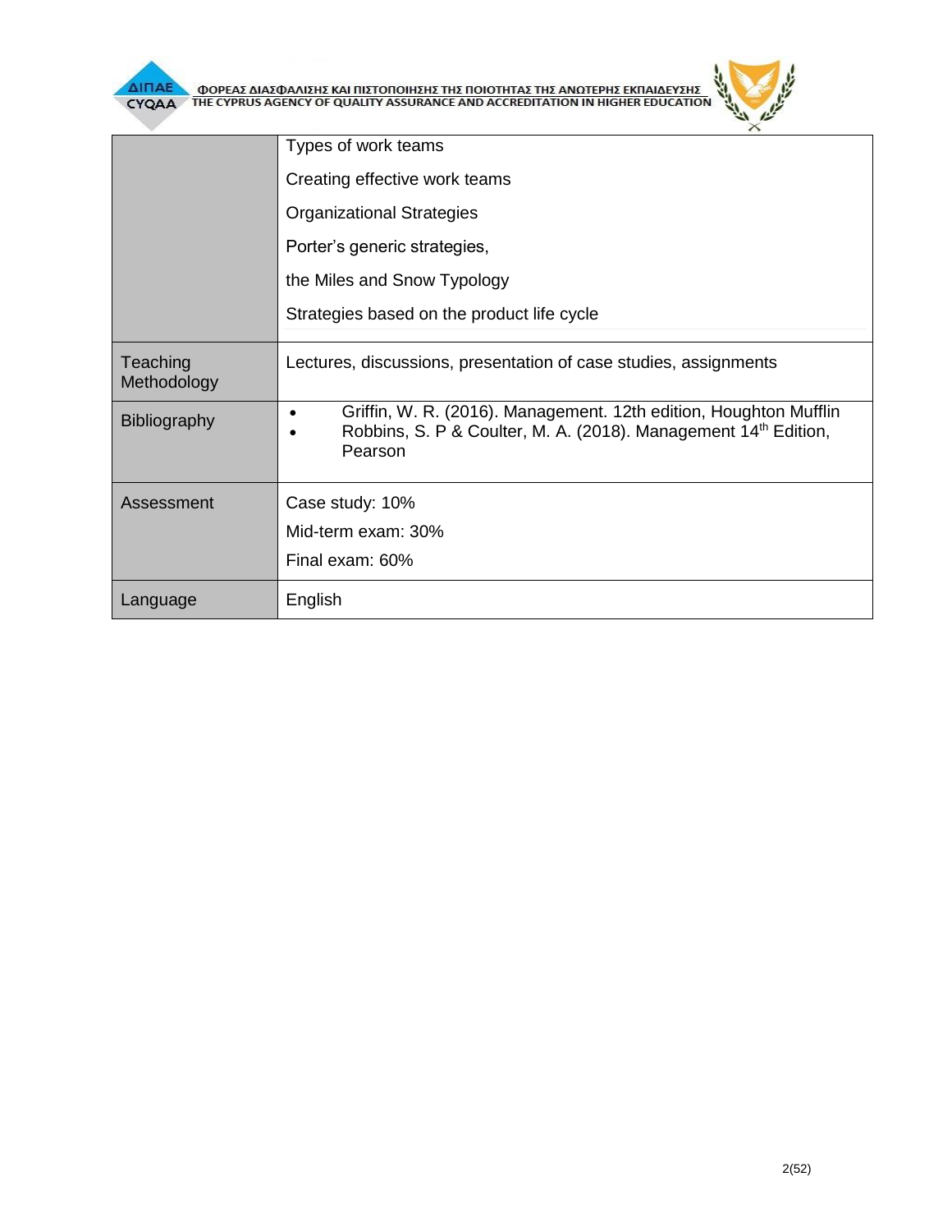| | |
|---|---|
| | Types of work teams<br>Creating effective work teams<br>Organizational Strategies<br>Porter's generic strategies,<br>the Miles and Snow Typology<br>Strategies based on the product life cycle |
| Teaching Methodology | Lectures, discussions, presentation of case studies, assignments |
| Bibliography | • Griffin, W. R. (2016). Management. 12th edition, Houghton Mufflin<br>• Robbins, S. P & Coulter, M. A. (2018). Management 14th Edition, Pearson |
| Assessment | Case study: 10%<br>Mid-term exam: 30%<br>Final exam: 60% |
| Language | English |